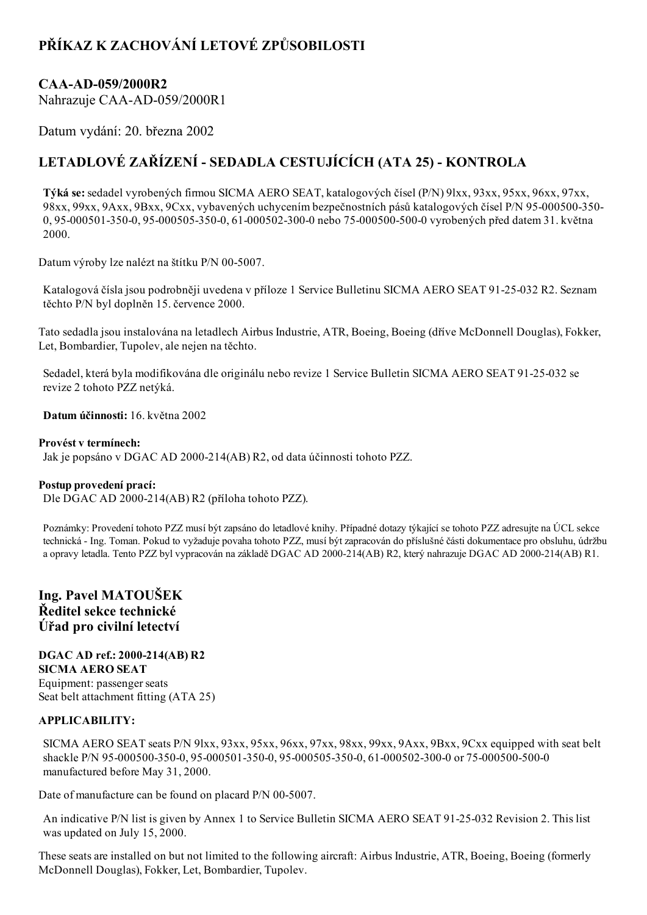# PŘÍKAZ K ZACHOVÁNÍ LETOVÉ ZPŮSOBILOSTI

## CAA-AD-059/2000R2

Nahrazuje CAA-AD-059/2000R1

Datum vydání: 20. března 2002

## LETADLOVÉ ZAŘÍZENÍ - SEDADLA CESTUJÍCÍCH (ATA 25) - KONTROLA

**Týká se:** sedadel vyrobených firmou SICMA AERO SEAT, katalogových čísel (P/N) 9lxx, 93xx, 95xx, 96xx, 97xx, 98xx, 99xx, 9Axx, 9Bxx, 9Cxx, vybavených uchycením bezpečnostních pásů katalogových čísel P/N 95-000500-350-0, 95-000501-350-0, 95-000505-350-0, 61-000502-300-0 nebo 75-000500-500-0 vyrobených před datem 31. května 2000.

Datum výroby lze nalézt na štítku P/N 00-5007.

Katalogová čísla jsou podrobněji uvedena v příloze 1 Service Bulletinu SICMA AERO SEAT 91-25-032 R2. Seznam těchto P/N byl doplněn 15. července 2000.

Tato sedadla jsou instalována na letadlech Airbus Industrie, ATR, Boeing, Boeing (dříve McDonnell Douglas), Fokker, Let, Bombardier, Tupolev, ale nejen na těchto.

Sedadel, která byla modifikována dle originálu nebo revize 1 Service Bulletin SICMA AERO SEAT 91-25-032 se revize 2 tohoto PZZ netýká.

**Datum účinnosti:** 16. května 2002

**Provést v termínech:**
Jak je popsáno v DGAC AD 2000-214(AB) R2, od data účinnosti tohoto PZZ.

**Postup provedení prací:**
Dle DGAC AD 2000-214(AB) R2 (příloha tohoto PZZ).

Poznámky: Provedení tohoto PZZ musí být zapsáno do letadlové knihy. Případné dotazy týkající se tohoto PZZ adresujte na ÚCL sekce technická - Ing. Toman. Pokud to vyžaduje povaha tohoto PZZ, musí být zapracován do příslušné části dokumentace pro obsluhu, údržbu a opravy letadla. Tento PZZ byl vypracován na základě DGAC AD 2000-214(AB) R2, který nahrazuje DGAC AD 2000-214(AB) R1.

### Ing. Pavel MATOUŠEK
### Ředitel sekce technické
### Úřad pro civilní letectví

**DGAC AD ref.: 2000-214(AB) R2**
**SICMA AERO SEAT**
Equipment: passenger seats
Seat belt attachment fitting (ATA 25)

**APPLICABILITY:**

SICMA AERO SEAT seats P/N 9lxx, 93xx, 95xx, 96xx, 97xx, 98xx, 99xx, 9Axx, 9Bxx, 9Cxx equipped with seat belt shackle P/N 95-000500-350-0, 95-000501-350-0, 95-000505-350-0, 61-000502-300-0 or 75-000500-500-0 manufactured before May 31, 2000.

Date of manufacture can be found on placard P/N 00-5007.

An indicative P/N list is given by Annex 1 to Service Bulletin SICMA AERO SEAT 91-25-032 Revision 2. This list was updated on July 15, 2000.

These seats are installed on but not limited to the following aircraft: Airbus Industrie, ATR, Boeing, Boeing (formerly McDonnell Douglas), Fokker, Let, Bombardier, Tupolev.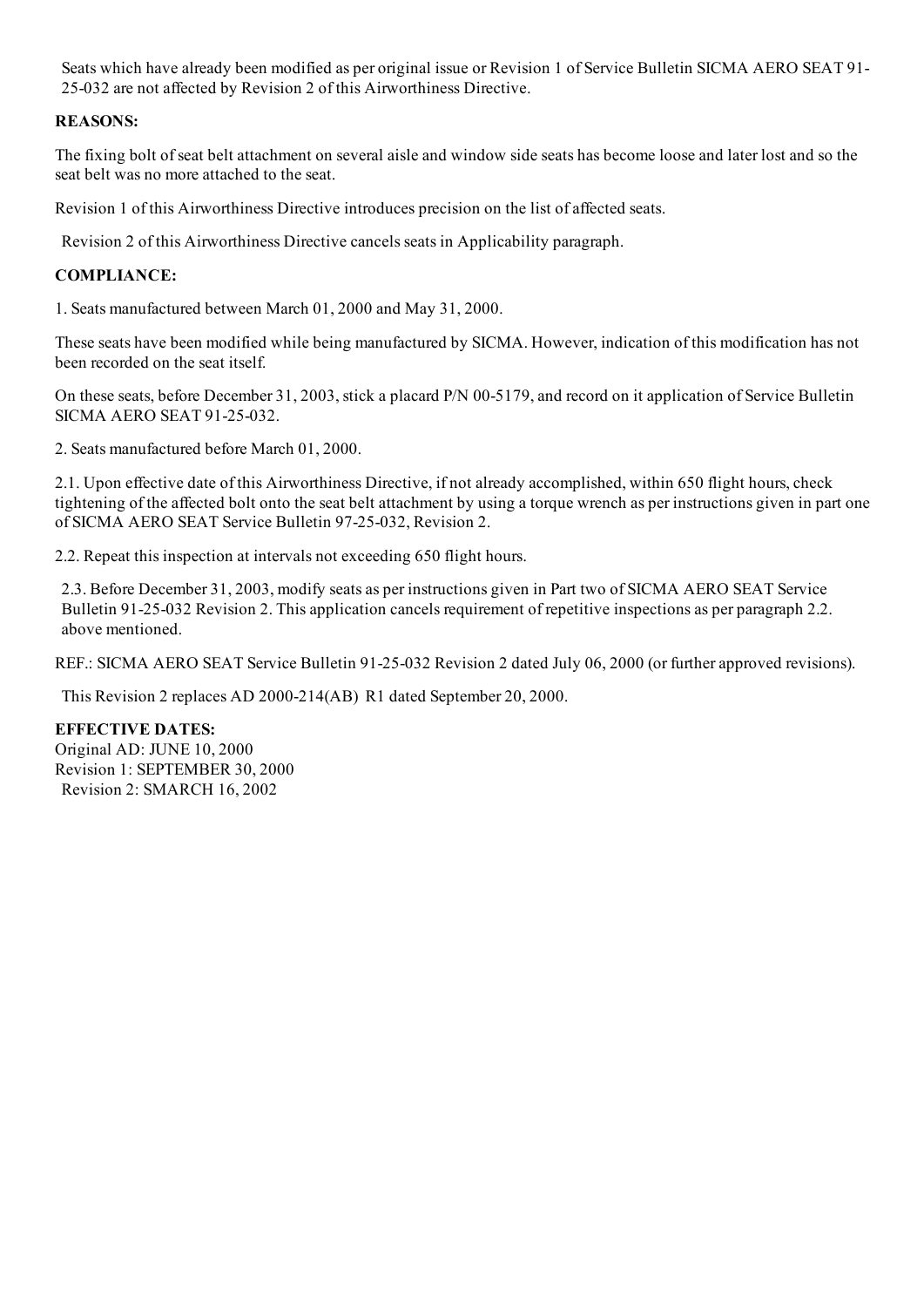Seats which have already been modified as per original issue or Revision 1 of Service Bulletin SICMA AERO SEAT 91-25-032 are not affected by Revision 2 of this Airworthiness Directive.

**REASONS:**

The fixing bolt of seat belt attachment on several aisle and window side seats has become loose and later lost and so the seat belt was no more attached to the seat.

Revision 1 of this Airworthiness Directive introduces precision on the list of affected seats.

Revision 2 of this Airworthiness Directive cancels seats in Applicability paragraph.

**COMPLIANCE:**

1. Seats manufactured between March 01, 2000 and May 31, 2000.

These seats have been modified while being manufactured by SICMA. However, indication of this modification has not been recorded on the seat itself.

On these seats, before December 31, 2003, stick a placard P/N 00-5179, and record on it application of Service Bulletin SICMA AERO SEAT 91-25-032.

2. Seats manufactured before March 01, 2000.

2.1. Upon effective date of this Airworthiness Directive, if not already accomplished, within 650 flight hours, check tightening of the affected bolt onto the seat belt attachment by using a torque wrench as per instructions given in part one of SICMA AERO SEAT Service Bulletin 97-25-032, Revision 2.

2.2. Repeat this inspection at intervals not exceeding 650 flight hours.

2.3. Before December 31, 2003, modify seats as per instructions given in Part two of SICMA AERO SEAT Service Bulletin 91-25-032 Revision 2. This application cancels requirement of repetitive inspections as per paragraph 2.2. above mentioned.

REF.: SICMA AERO SEAT Service Bulletin 91-25-032 Revision 2 dated July 06, 2000 (or further approved revisions).

This Revision 2 replaces AD 2000-214(AB) R1 dated September 20, 2000.

**EFFECTIVE DATES:**
Original AD: JUNE 10, 2000
Revision 1: SEPTEMBER 30, 2000
Revision 2: SMARCH 16, 2002